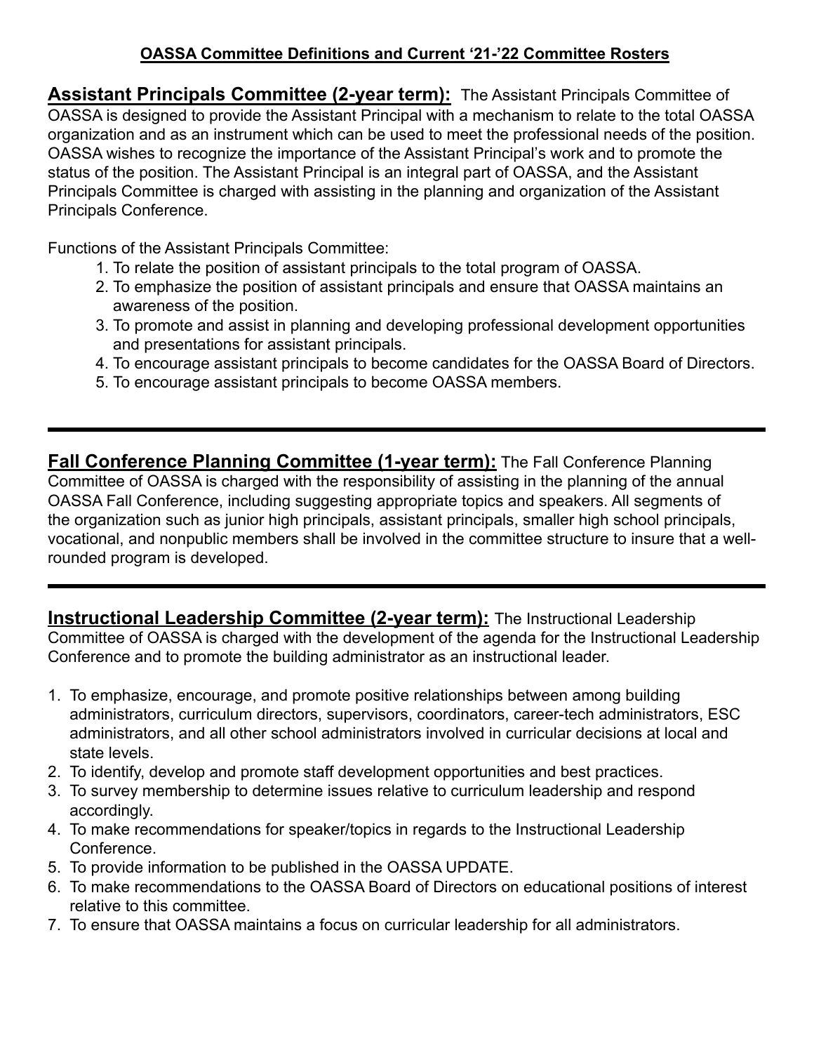# OASSA Committee Definitions and Current '21-'22 Committee Rosters

**Assistant Principals Committee (2-year term):** The Assistant Principals Committee of OASSA is designed to provide the Assistant Principal with a mechanism to relate to the total OASSA organization and as an instrument which can be used to meet the professional needs of the position. OASSA wishes to recognize the importance of the Assistant Principal's work and to promote the status of the position. The Assistant Principal is an integral part of OASSA, and the Assistant Principals Committee is charged with assisting in the planning and organization of the Assistant Principals Conference.

Functions of the Assistant Principals Committee:

1. To relate the position of assistant principals to the total program of OASSA.
2. To emphasize the position of assistant principals and ensure that OASSA maintains an awareness of the position.
3. To promote and assist in planning and developing professional development opportunities and presentations for assistant principals.
4. To encourage assistant principals to become candidates for the OASSA Board of Directors.
5. To encourage assistant principals to become OASSA members.

---

**Fall Conference Planning Committee (1-year term):** The Fall Conference Planning Committee of OASSA is charged with the responsibility of assisting in the planning of the annual OASSA Fall Conference, including suggesting appropriate topics and speakers. All segments of the organization such as junior high principals, assistant principals, smaller high school principals, vocational, and nonpublic members shall be involved in the committee structure to insure that a well-rounded program is developed.

---

**Instructional Leadership Committee (2-year term):** The Instructional Leadership Committee of OASSA is charged with the development of the agenda for the Instructional Leadership Conference and to promote the building administrator as an instructional leader.

1. To emphasize, encourage, and promote positive relationships between among building administrators, curriculum directors, supervisors, coordinators, career-tech administrators, ESC administrators, and all other school administrators involved in curricular decisions at local and state levels.
2. To identify, develop and promote staff development opportunities and best practices.
3. To survey membership to determine issues relative to curriculum leadership and respond accordingly.
4. To make recommendations for speaker/topics in regards to the Instructional Leadership Conference.
5. To provide information to be published in the OASSA UPDATE.
6. To make recommendations to the OASSA Board of Directors on educational positions of interest relative to this committee.
7. To ensure that OASSA maintains a focus on curricular leadership for all administrators.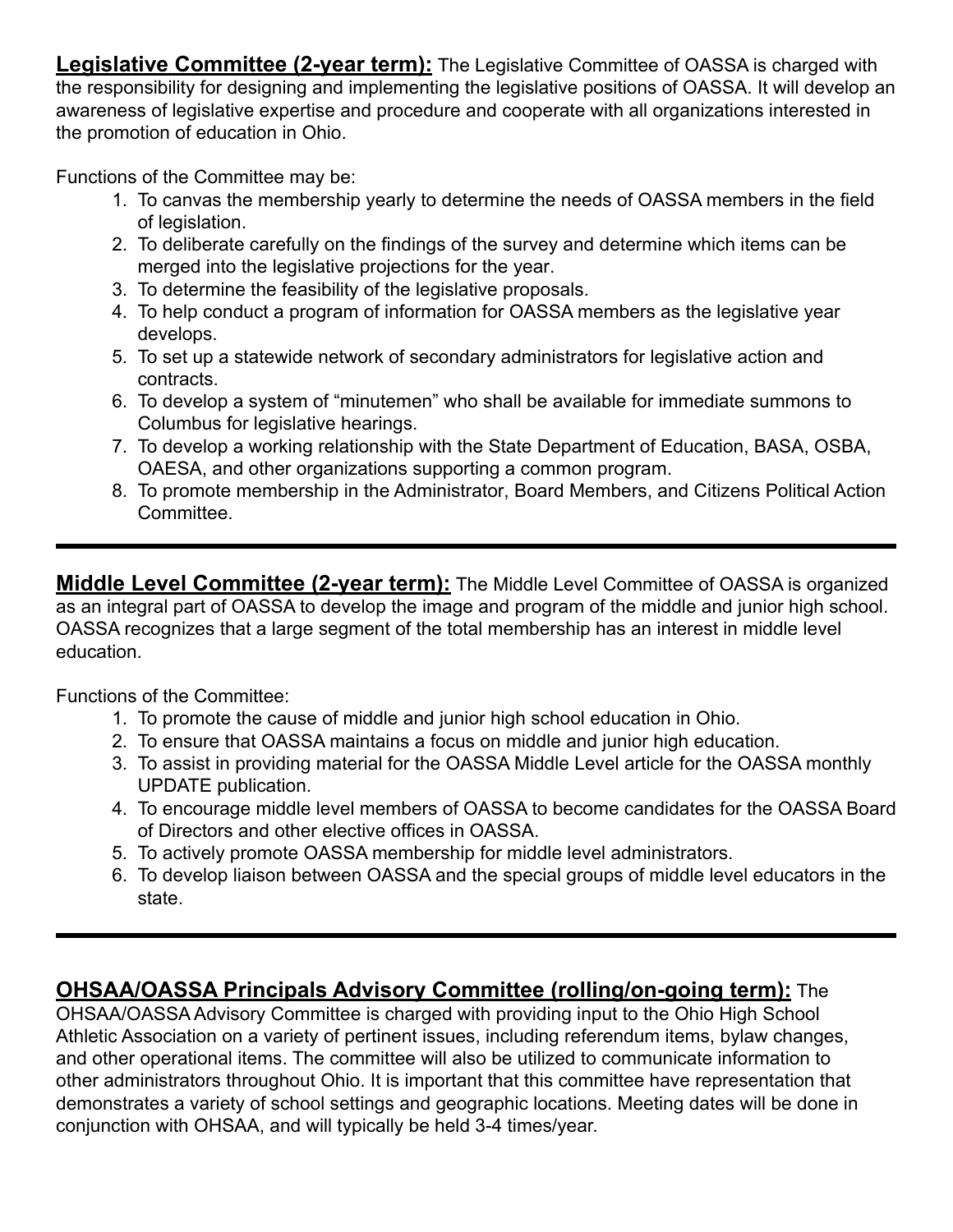**<u>Legislative Committee (2-year term):</u>** The Legislative Committee of OASSA is charged with the responsibility for designing and implementing the legislative positions of OASSA. It will develop an awareness of legislative expertise and procedure and cooperate with all organizations interested in the promotion of education in Ohio.

Functions of the Committee may be:

1. To canvas the membership yearly to determine the needs of OASSA members in the field of legislation.
2. To deliberate carefully on the findings of the survey and determine which items can be merged into the legislative projections for the year.
3. To determine the feasibility of the legislative proposals.
4. To help conduct a program of information for OASSA members as the legislative year develops.
5. To set up a statewide network of secondary administrators for legislative action and contracts.
6. To develop a system of "minutemen" who shall be available for immediate summons to Columbus for legislative hearings.
7. To develop a working relationship with the State Department of Education, BASA, OSBA, OAESA, and other organizations supporting a common program.
8. To promote membership in the Administrator, Board Members, and Citizens Political Action Committee.

---

**<u>Middle Level Committee (2-year term):</u>** The Middle Level Committee of OASSA is organized as an integral part of OASSA to develop the image and program of the middle and junior high school. OASSA recognizes that a large segment of the total membership has an interest in middle level education.

Functions of the Committee:

1. To promote the cause of middle and junior high school education in Ohio.
2. To ensure that OASSA maintains a focus on middle and junior high education.
3. To assist in providing material for the OASSA Middle Level article for the OASSA monthly UPDATE publication.
4. To encourage middle level members of OASSA to become candidates for the OASSA Board of Directors and other elective offices in OASSA.
5. To actively promote OASSA membership for middle level administrators.
6. To develop liaison between OASSA and the special groups of middle level educators in the state.

---

**<u>OHSAA/OASSA Principals Advisory Committee (rolling/on-going term):</u>** The OHSAA/OASSA Advisory Committee is charged with providing input to the Ohio High School Athletic Association on a variety of pertinent issues, including referendum items, bylaw changes, and other operational items. The committee will also be utilized to communicate information to other administrators throughout Ohio. It is important that this committee have representation that demonstrates a variety of school settings and geographic locations. Meeting dates will be done in conjunction with OHSAA, and will typically be held 3-4 times/year.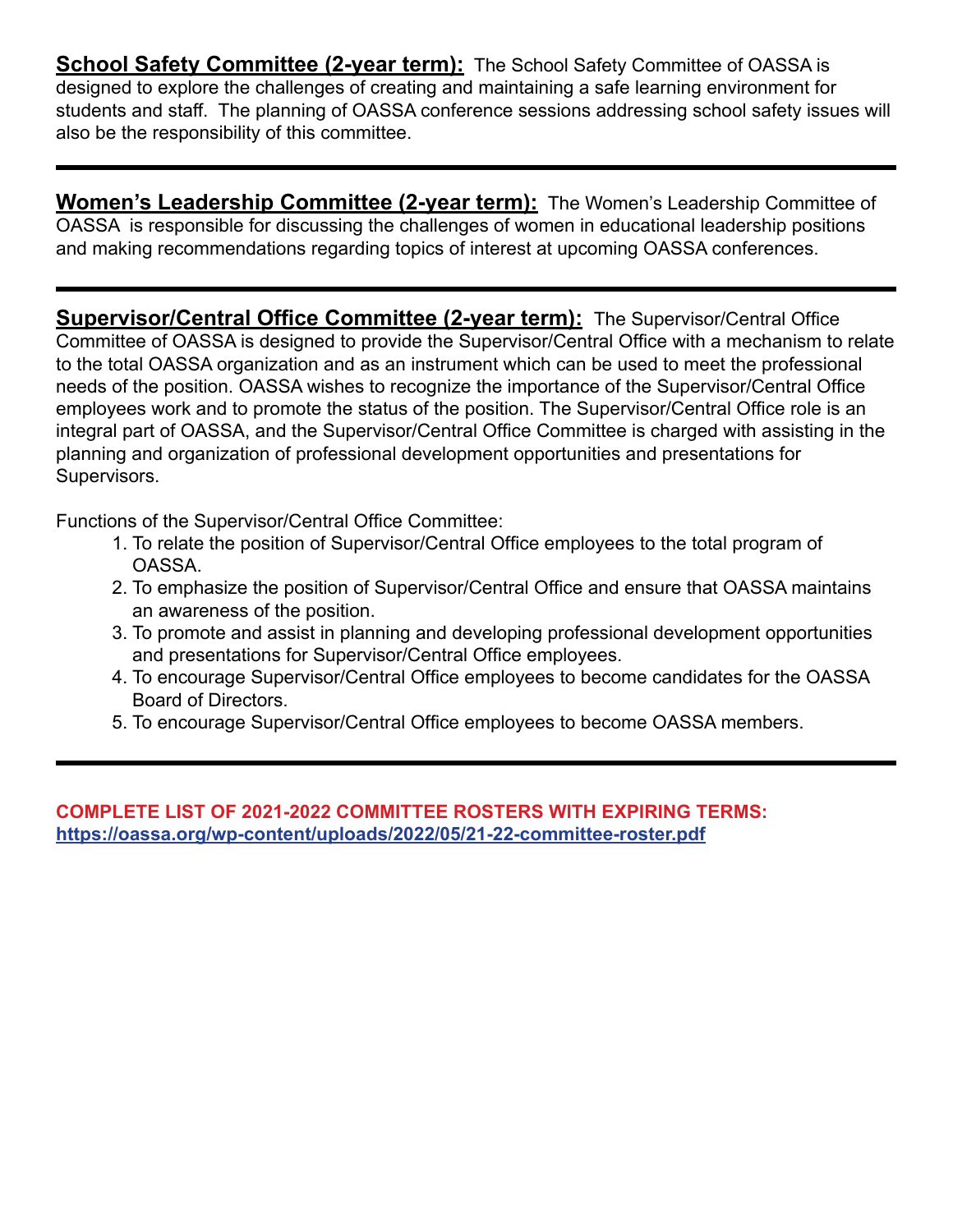**<u>School Safety Committee (2-year term):</u>** The School Safety Committee of OASSA is designed to explore the challenges of creating and maintaining a safe learning environment for students and staff. The planning of OASSA conference sessions addressing school safety issues will also be the responsibility of this committee.

---

**<u>Women's Leadership Committee (2-year term):</u>** The Women's Leadership Committee of OASSA is responsible for discussing the challenges of women in educational leadership positions and making recommendations regarding topics of interest at upcoming OASSA conferences.

---

**<u>Supervisor/Central Office Committee (2-year term):</u>** The Supervisor/Central Office Committee of OASSA is designed to provide the Supervisor/Central Office with a mechanism to relate to the total OASSA organization and as an instrument which can be used to meet the professional needs of the position. OASSA wishes to recognize the importance of the Supervisor/Central Office employees work and to promote the status of the position. The Supervisor/Central Office role is an integral part of OASSA, and the Supervisor/Central Office Committee is charged with assisting in the planning and organization of professional development opportunities and presentations for Supervisors.

Functions of the Supervisor/Central Office Committee:

1. To relate the position of Supervisor/Central Office employees to the total program of OASSA.
2. To emphasize the position of Supervisor/Central Office and ensure that OASSA maintains an awareness of the position.
3. To promote and assist in planning and developing professional development opportunities and presentations for Supervisor/Central Office employees.
4. To encourage Supervisor/Central Office employees to become candidates for the OASSA Board of Directors.
5. To encourage Supervisor/Central Office employees to become OASSA members.

---

**COMPLETE LIST OF 2021-2022 COMMITTEE ROSTERS WITH EXPIRING TERMS:**
**https://oassa.org/wp-content/uploads/2022/05/21-22-committee-roster.pdf**